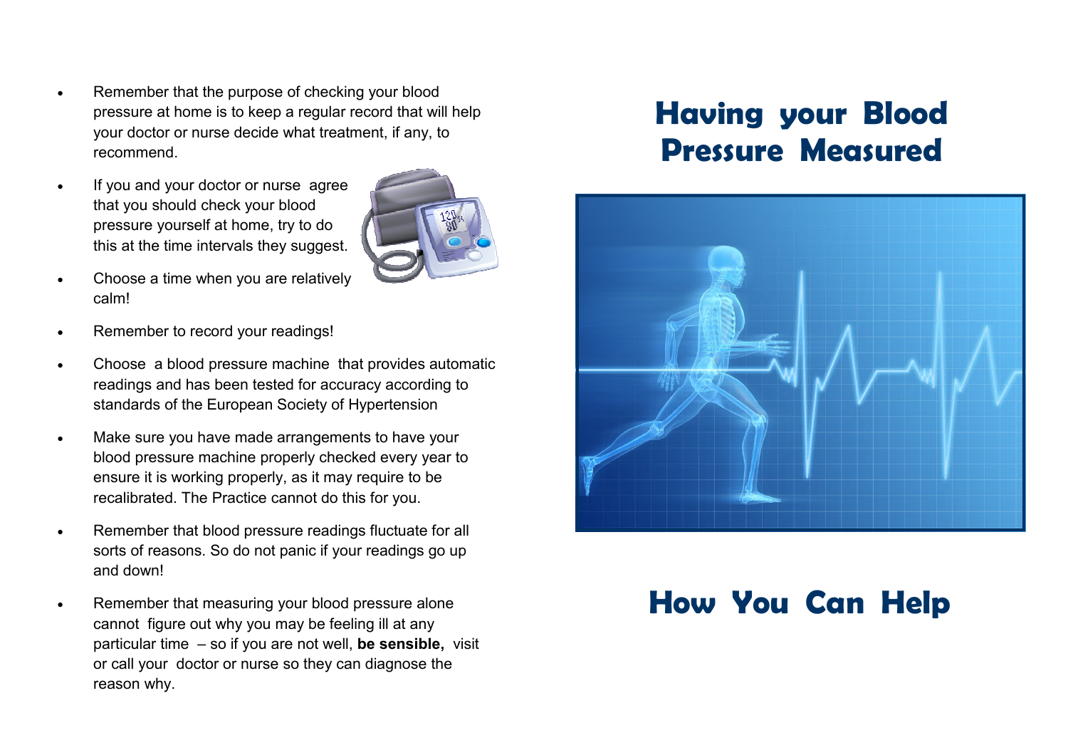- Remember that the purpose of checking your blood pressure at home is to keep a regular record that will help your doctor or nurse decide what treatment, if any, to recommend.
- If you and your doctor or nurse agree that you should check your blood pressure yourself at home, try to do this at the time intervals they suggest.
- Choose a time when you are relatively calm!
- Remember to record your readings!
- Choose a blood pressure machine that provides automatic readings and has been tested for accuracy according to standards of the European Society of Hypertension
- Make sure you have made arrangements to have your blood pressure machine properly checked every year to ensure it is working properly, as it may require to be recalibrated. The Practice cannot do this for you.
- Remember that blood pressure readings fluctuate for all sorts of reasons. So do not panic if your readings go up and down!
- Remember that measuring your blood pressure alone cannot figure out why you may be feeling ill at any particular time – so if you are not well, **be sensible,** visit or call your doctor or nurse so they can diagnose the reason why.

# Having your Blood Pressure Measured

# How You Can Help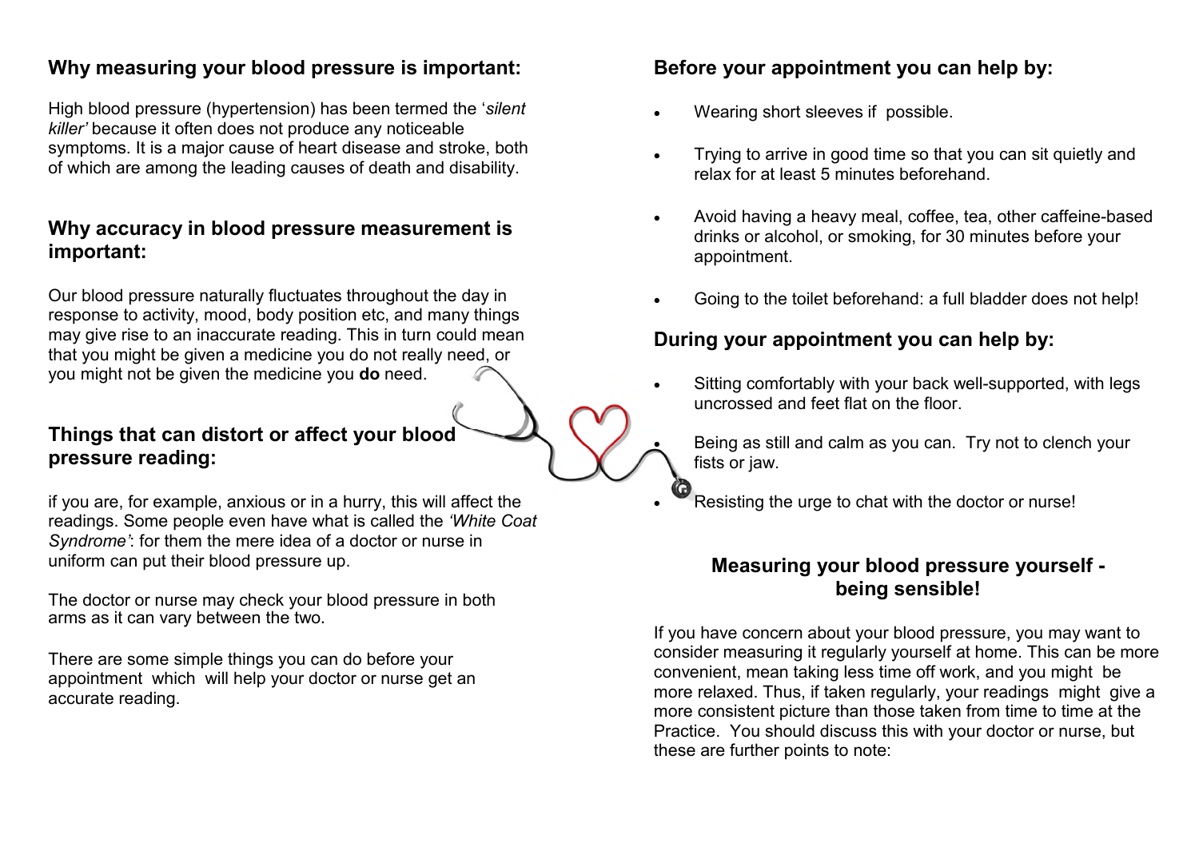## Why measuring your blood pressure is important:

High blood pressure (hypertension) has been termed the '*silent killer'* because it often does not produce any noticeable symptoms. It is a major cause of heart disease and stroke, both of which are among the leading causes of death and disability.

## Why accuracy in blood pressure measurement is important:

Our blood pressure naturally fluctuates throughout the day in response to activity, mood, body position etc, and many things may give rise to an inaccurate reading. This in turn could mean that you might be given a medicine you do not really need, or you might not be given the medicine you **do** need.

## Things that can distort or affect your blood pressure reading:

if you are, for example, anxious or in a hurry, this will affect the readings. Some people even have what is called the *'White Coat Syndrome'*: for them the mere idea of a doctor or nurse in uniform can put their blood pressure up.

The doctor or nurse may check your blood pressure in both arms as it can vary between the two.

There are some simple things you can do before your appointment which will help your doctor or nurse get an accurate reading.

## Before your appointment you can help by:

- Wearing short sleeves if possible.
- Trying to arrive in good time so that you can sit quietly and relax for at least 5 minutes beforehand.
- Avoid having a heavy meal, coffee, tea, other caffeine-based drinks or alcohol, or smoking, for 30 minutes before your appointment.
- Going to the toilet beforehand: a full bladder does not help!

## During your appointment you can help by:

- Sitting comfortably with your back well-supported, with legs uncrossed and feet flat on the floor.
- Being as still and calm as you can. Try not to clench your fists or jaw.
- Resisting the urge to chat with the doctor or nurse!

## Measuring your blood pressure yourself - being sensible!

If you have concern about your blood pressure, you may want to consider measuring it regularly yourself at home. This can be more convenient, mean taking less time off work, and you might be more relaxed. Thus, if taken regularly, your readings might give a more consistent picture than those taken from time to time at the Practice. You should discuss this with your doctor or nurse, but these are further points to note: